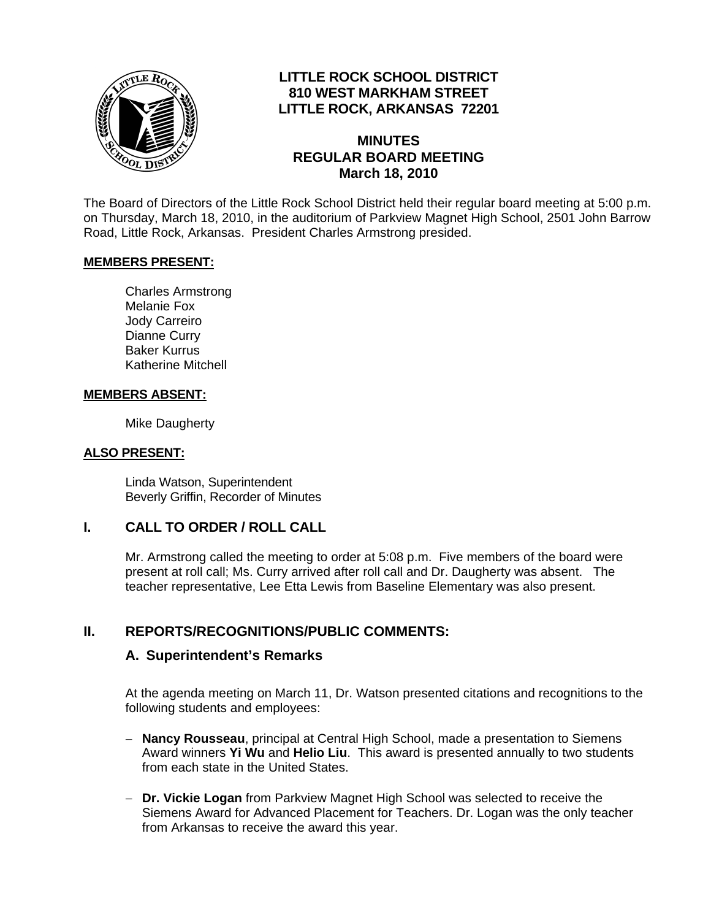# LITTLE ROCK SCHOOL DISTRICT
## 810 WEST MARKHAM STREET
## LITTLE ROCK, ARKANSAS 72201

## MINUTES
## REGULAR BOARD MEETING
## March 18, 2010

The Board of Directors of the Little Rock School District held their regular board meeting at 5:00 p.m. on Thursday, March 18, 2010, in the auditorium of Parkview Magnet High School, 2501 John Barrow Road, Little Rock, Arkansas. President Charles Armstrong presided.

**MEMBERS PRESENT:**

Charles Armstrong
Melanie Fox
Jody Carreiro
Dianne Curry
Baker Kurrus
Katherine Mitchell

**MEMBERS ABSENT:**

Mike Daugherty

**ALSO PRESENT:**

Linda Watson, Superintendent
Beverly Griffin, Recorder of Minutes

## I. CALL TO ORDER / ROLL CALL

Mr. Armstrong called the meeting to order at 5:08 p.m. Five members of the board were present at roll call; Ms. Curry arrived after roll call and Dr. Daugherty was absent. The teacher representative, Lee Etta Lewis from Baseline Elementary was also present.

## II. REPORTS/RECOGNITIONS/PUBLIC COMMENTS:

### A. Superintendent's Remarks

At the agenda meeting on March 11, Dr. Watson presented citations and recognitions to the following students and employees:

- **Nancy Rousseau**, principal at Central High School, made a presentation to Siemens Award winners **Yi Wu** and **Helio Liu**. This award is presented annually to two students from each state in the United States.

- **Dr. Vickie Logan** from Parkview Magnet High School was selected to receive the Siemens Award for Advanced Placement for Teachers. Dr. Logan was the only teacher from Arkansas to receive the award this year.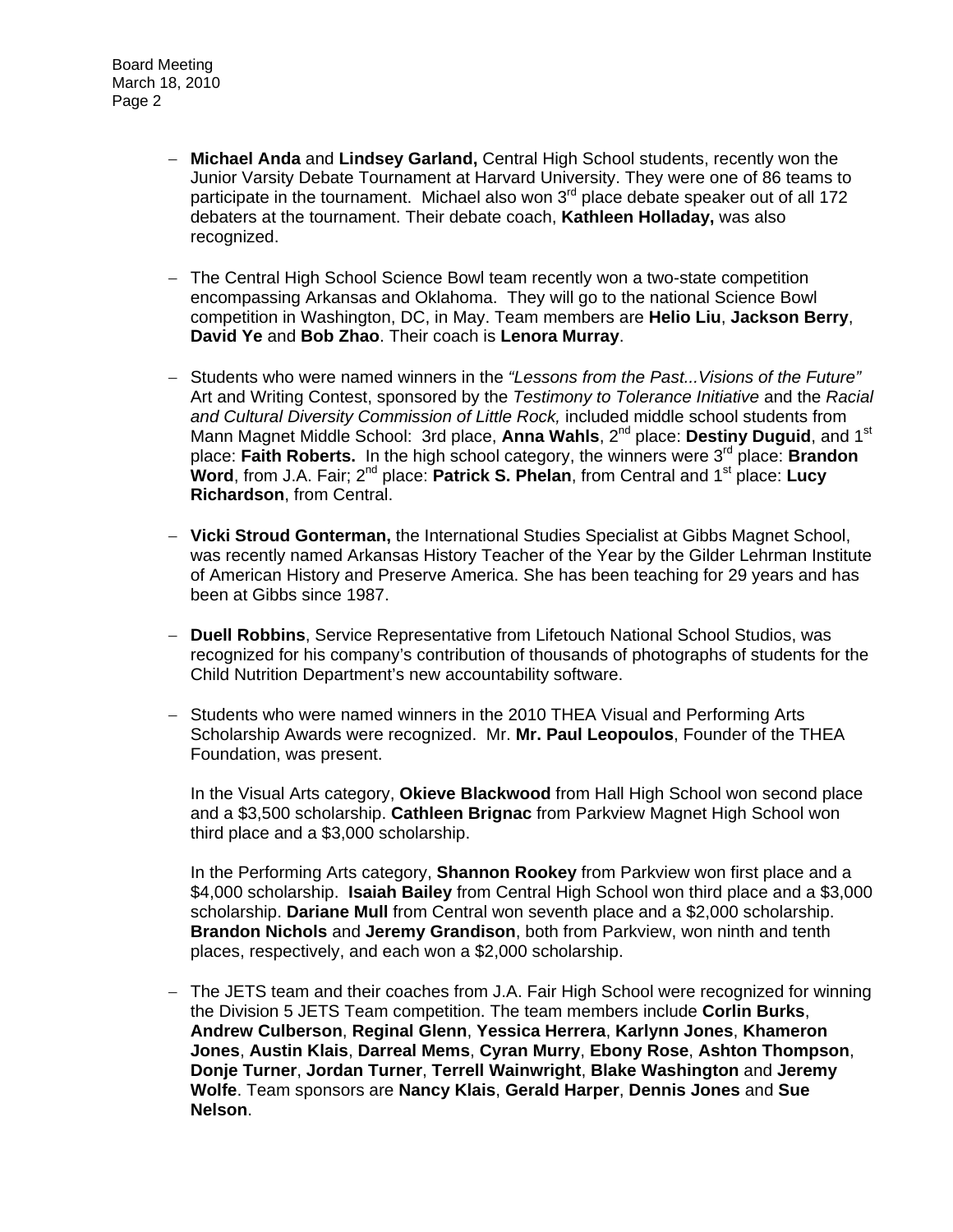- **Michael Anda** and **Lindsey Garland,** Central High School students, recently won the Junior Varsity Debate Tournament at Harvard University. They were one of 86 teams to participate in the tournament. Michael also won 3rd place debate speaker out of all 172 debaters at the tournament. Their debate coach, **Kathleen Holladay,** was also recognized.

- The Central High School Science Bowl team recently won a two-state competition encompassing Arkansas and Oklahoma. They will go to the national Science Bowl competition in Washington, DC, in May. Team members are **Helio Liu**, **Jackson Berry**, **David Ye** and **Bob Zhao**. Their coach is **Lenora Murray**.

- Students who were named winners in the *"Lessons from the Past...Visions of the Future"* Art and Writing Contest, sponsored by the *Testimony to Tolerance Initiative* and the *Racial and Cultural Diversity Commission of Little Rock,* included middle school students from Mann Magnet Middle School: 3rd place, **Anna Wahls**, 2nd place: **Destiny Duguid**, and 1st place: **Faith Roberts.** In the high school category, the winners were 3rd place: **Brandon Word**, from J.A. Fair; 2nd place: **Patrick S. Phelan**, from Central and 1st place: **Lucy Richardson**, from Central.

- **Vicki Stroud Gonterman,** the International Studies Specialist at Gibbs Magnet School, was recently named Arkansas History Teacher of the Year by the Gilder Lehrman Institute of American History and Preserve America. She has been teaching for 29 years and has been at Gibbs since 1987.

- **Duell Robbins**, Service Representative from Lifetouch National School Studios, was recognized for his company's contribution of thousands of photographs of students for the Child Nutrition Department's new accountability software.

- Students who were named winners in the 2010 THEA Visual and Performing Arts Scholarship Awards were recognized. Mr. **Mr. Paul Leopoulos**, Founder of the THEA Foundation, was present.

  In the Visual Arts category, **Okieve Blackwood** from Hall High School won second place and a $3,500 scholarship. **Cathleen Brignac** from Parkview Magnet High School won third place and a $3,000 scholarship.

  In the Performing Arts category, **Shannon Rookey** from Parkview won first place and a $4,000 scholarship. **Isaiah Bailey** from Central High School won third place and a $3,000 scholarship. **Dariane Mull** from Central won seventh place and a $2,000 scholarship. **Brandon Nichols** and **Jeremy Grandison**, both from Parkview, won ninth and tenth places, respectively, and each won a $2,000 scholarship.

- The JETS team and their coaches from J.A. Fair High School were recognized for winning the Division 5 JETS Team competition. The team members include **Corlin Burks**, **Andrew Culberson**, **Reginal Glenn**, **Yessica Herrera**, **Karlynn Jones**, **Khameron Jones**, **Austin Klais**, **Darreal Mems**, **Cyran Murry**, **Ebony Rose**, **Ashton Thompson**, **Donje Turner**, **Jordan Turner**, **Terrell Wainwright**, **Blake Washington** and **Jeremy Wolfe**. Team sponsors are **Nancy Klais**, **Gerald Harper**, **Dennis Jones** and **Sue Nelson**.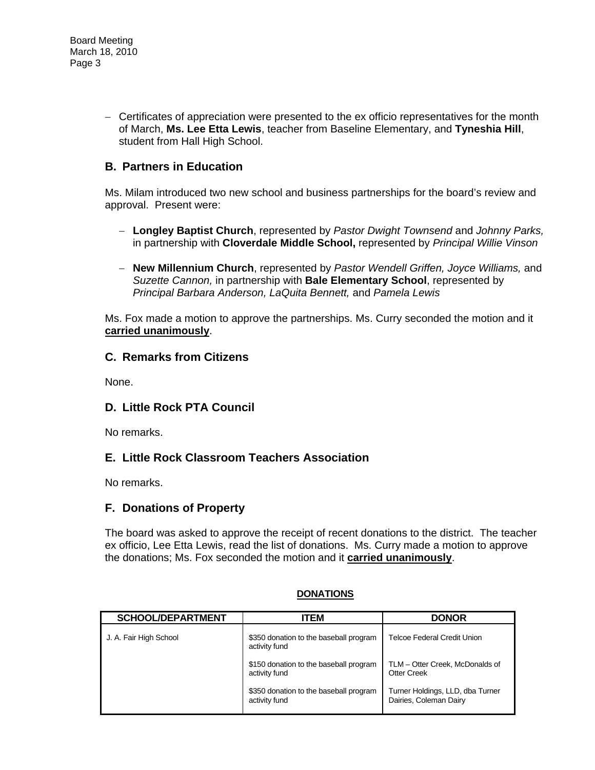- Certificates of appreciation were presented to the ex officio representatives for the month of March, **Ms. Lee Etta Lewis**, teacher from Baseline Elementary, and **Tyneshia Hill**, student from Hall High School.

## B. Partners in Education

Ms. Milam introduced two new school and business partnerships for the board's review and approval. Present were:

- **Longley Baptist Church**, represented by *Pastor Dwight Townsend* and *Johnny Parks,* in partnership with **Cloverdale Middle School,** represented by *Principal Willie Vinson*

- **New Millennium Church**, represented by *Pastor Wendell Griffen, Joyce Williams,* and *Suzette Cannon,* in partnership with **Bale Elementary School**, represented by *Principal Barbara Anderson, LaQuita Bennett,* and *Pamela Lewis*

Ms. Fox made a motion to approve the partnerships. Ms. Curry seconded the motion and it **carried unanimously**.

## C. Remarks from Citizens

None.

## D. Little Rock PTA Council

No remarks.

## E. Little Rock Classroom Teachers Association

No remarks.

## F. Donations of Property

The board was asked to approve the receipt of recent donations to the district. The teacher ex officio, Lee Etta Lewis, read the list of donations. Ms. Curry made a motion to approve the donations; Ms. Fox seconded the motion and it **carried unanimously**.

**DONATIONS**

| SCHOOL/DEPARTMENT | ITEM | DONOR |
|---|---|---|
| J. A. Fair High School | $350 donation to the baseball program activity fund | Telcoe Federal Credit Union |
| | $150 donation to the baseball program activity fund | TLM – Otter Creek, McDonalds of Otter Creek |
| | $350 donation to the baseball program activity fund | Turner Holdings, LLD, dba Turner Dairies, Coleman Dairy |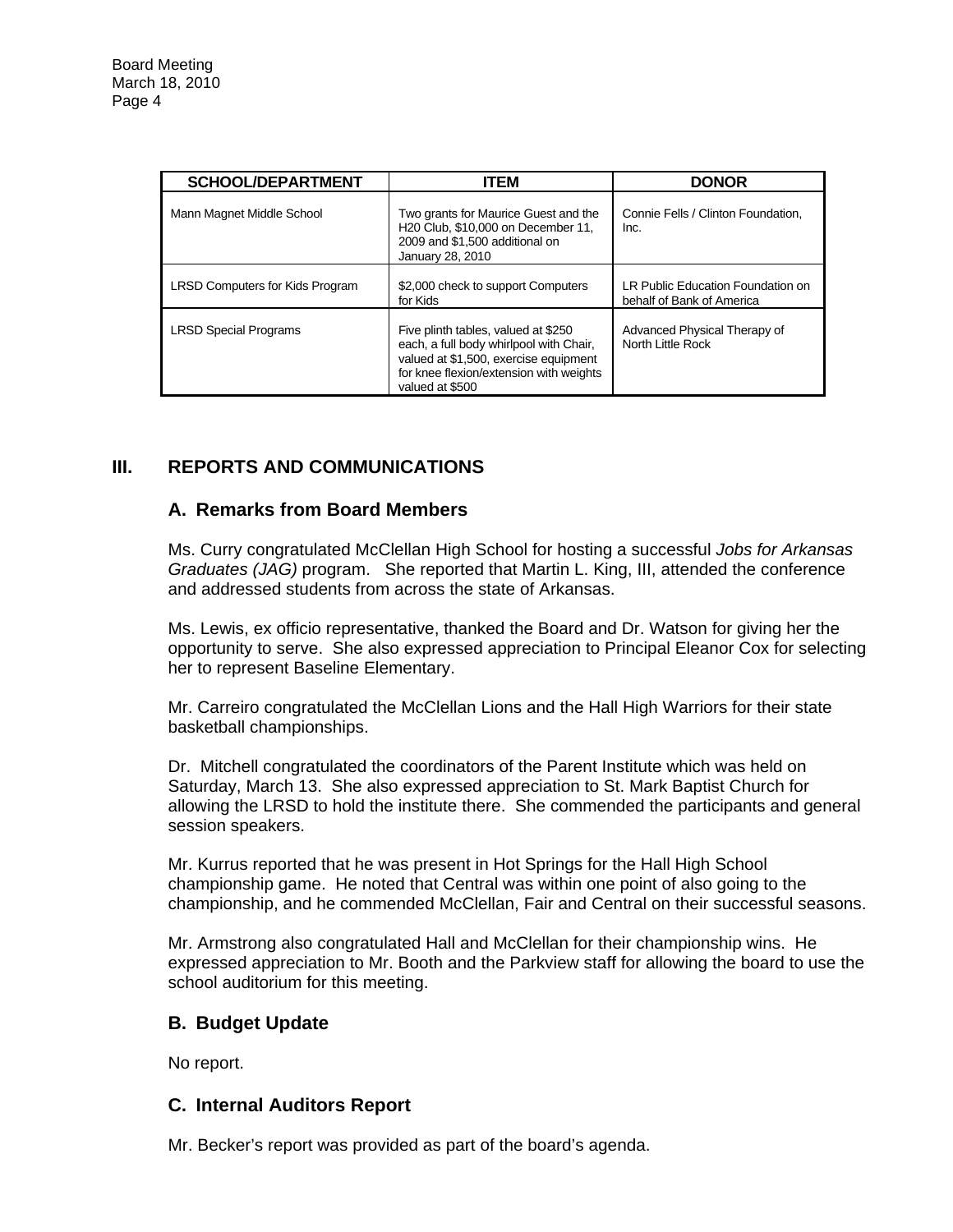| SCHOOL/DEPARTMENT | ITEM | DONOR |
|---|---|---|
| Mann Magnet Middle School | Two grants for Maurice Guest and the H20 Club, $10,000 on December 11, 2009 and $1,500 additional on January 28, 2010 | Connie Fells / Clinton Foundation, Inc. |
| LRSD Computers for Kids Program | $2,000 check to support Computers for Kids | LR Public Education Foundation on behalf of Bank of America |
| LRSD Special Programs | Five plinth tables, valued at $250 each, a full body whirlpool with Chair, valued at $1,500, exercise equipment for knee flexion/extension with weights valued at $500 | Advanced Physical Therapy of North Little Rock |

## III. REPORTS AND COMMUNICATIONS

### A. Remarks from Board Members

Ms. Curry congratulated McClellan High School for hosting a successful *Jobs for Arkansas Graduates (JAG)* program. She reported that Martin L. King, III, attended the conference and addressed students from across the state of Arkansas.

Ms. Lewis, ex officio representative, thanked the Board and Dr. Watson for giving her the opportunity to serve. She also expressed appreciation to Principal Eleanor Cox for selecting her to represent Baseline Elementary.

Mr. Carreiro congratulated the McClellan Lions and the Hall High Warriors for their state basketball championships.

Dr. Mitchell congratulated the coordinators of the Parent Institute which was held on Saturday, March 13. She also expressed appreciation to St. Mark Baptist Church for allowing the LRSD to hold the institute there. She commended the participants and general session speakers.

Mr. Kurrus reported that he was present in Hot Springs for the Hall High School championship game. He noted that Central was within one point of also going to the championship, and he commended McClellan, Fair and Central on their successful seasons.

Mr. Armstrong also congratulated Hall and McClellan for their championship wins. He expressed appreciation to Mr. Booth and the Parkview staff for allowing the board to use the school auditorium for this meeting.

### B. Budget Update

No report.

### C. Internal Auditors Report

Mr. Becker's report was provided as part of the board's agenda.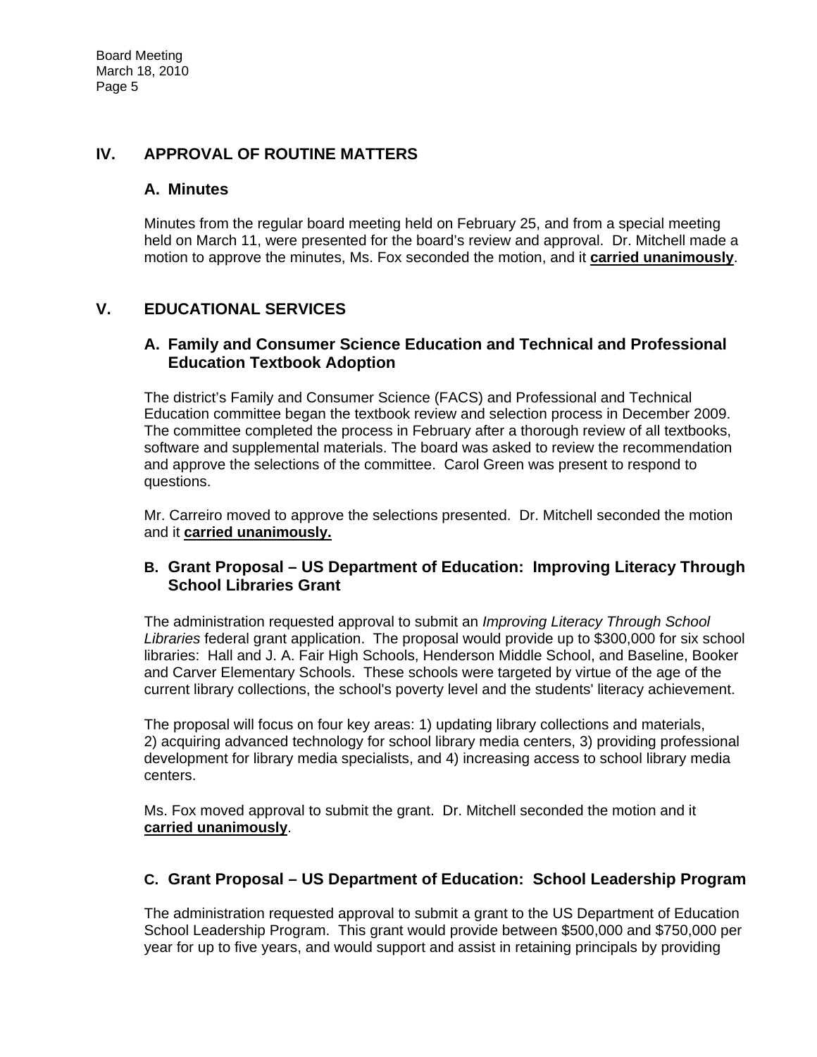## IV. APPROVAL OF ROUTINE MATTERS

### A. Minutes

Minutes from the regular board meeting held on February 25, and from a special meeting held on March 11, were presented for the board's review and approval. Dr. Mitchell made a motion to approve the minutes, Ms. Fox seconded the motion, and it **carried unanimously**.

## V. EDUCATIONAL SERVICES

### A. Family and Consumer Science Education and Technical and Professional Education Textbook Adoption

The district's Family and Consumer Science (FACS) and Professional and Technical Education committee began the textbook review and selection process in December 2009. The committee completed the process in February after a thorough review of all textbooks, software and supplemental materials. The board was asked to review the recommendation and approve the selections of the committee. Carol Green was present to respond to questions.

Mr. Carreiro moved to approve the selections presented. Dr. Mitchell seconded the motion and it **carried unanimously.**

### B. Grant Proposal – US Department of Education: Improving Literacy Through School Libraries Grant

The administration requested approval to submit an *Improving Literacy Through School Libraries* federal grant application. The proposal would provide up to $300,000 for six school libraries: Hall and J. A. Fair High Schools, Henderson Middle School, and Baseline, Booker and Carver Elementary Schools. These schools were targeted by virtue of the age of the current library collections, the school's poverty level and the students' literacy achievement.

The proposal will focus on four key areas: 1) updating library collections and materials, 2) acquiring advanced technology for school library media centers, 3) providing professional development for library media specialists, and 4) increasing access to school library media centers.

Ms. Fox moved approval to submit the grant. Dr. Mitchell seconded the motion and it **carried unanimously**.

### C. Grant Proposal – US Department of Education: School Leadership Program

The administration requested approval to submit a grant to the US Department of Education School Leadership Program. This grant would provide between $500,000 and $750,000 per year for up to five years, and would support and assist in retaining principals by providing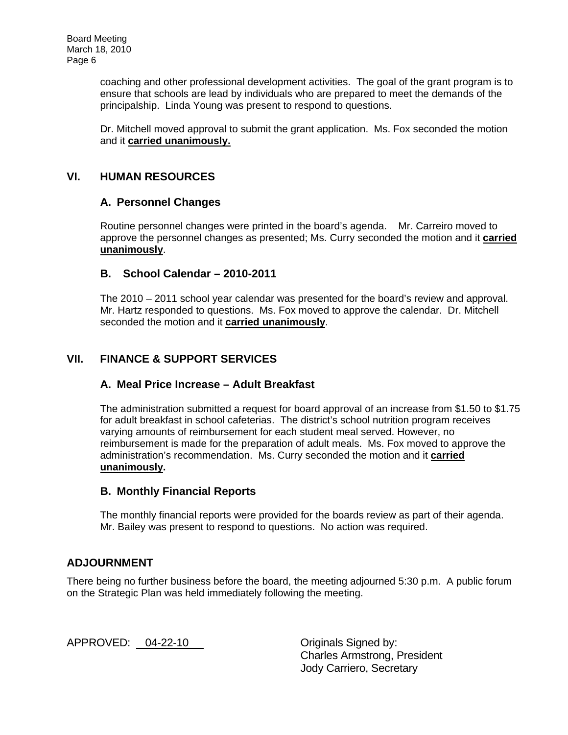coaching and other professional development activities. The goal of the grant program is to ensure that schools are lead by individuals who are prepared to meet the demands of the principalship. Linda Young was present to respond to questions.

Dr. Mitchell moved approval to submit the grant application. Ms. Fox seconded the motion and it **carried unanimously.**

## VI. HUMAN RESOURCES

### A. Personnel Changes

Routine personnel changes were printed in the board's agenda. Mr. Carreiro moved to approve the personnel changes as presented; Ms. Curry seconded the motion and it **carried unanimously**.

### B. School Calendar – 2010-2011

The 2010 – 2011 school year calendar was presented for the board's review and approval. Mr. Hartz responded to questions. Ms. Fox moved to approve the calendar. Dr. Mitchell seconded the motion and it **carried unanimously**.

## VII. FINANCE & SUPPORT SERVICES

### A. Meal Price Increase – Adult Breakfast

The administration submitted a request for board approval of an increase from $1.50 to $1.75 for adult breakfast in school cafeterias. The district's school nutrition program receives varying amounts of reimbursement for each student meal served. However, no reimbursement is made for the preparation of adult meals. Ms. Fox moved to approve the administration's recommendation. Ms. Curry seconded the motion and it **carried unanimously.**

### B. Monthly Financial Reports

The monthly financial reports were provided for the boards review as part of their agenda. Mr. Bailey was present to respond to questions. No action was required.

## ADJOURNMENT

There being no further business before the board, the meeting adjourned 5:30 p.m. A public forum on the Strategic Plan was held immediately following the meeting.

APPROVED: 04-22-10

Originals Signed by:
Charles Armstrong, President
Jody Carriero, Secretary